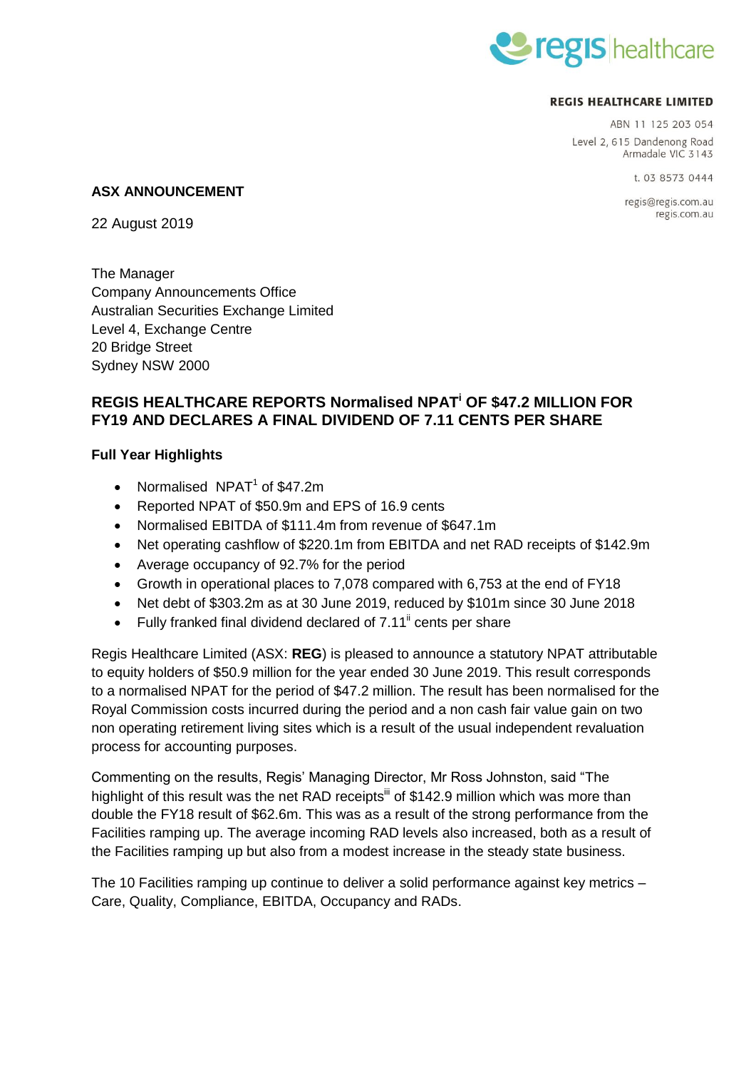**REGIS HEALTHCARE LIMITED**

ABN 11 125 203 054
Level 2, 615 Dandenong Road
Armadale VIC 3143

t. 03 8573 0444

regis@regis.com.au
regis.com.au

**ASX ANNOUNCEMENT**

22 August 2019

The Manager
Company Announcements Office
Australian Securities Exchange Limited
Level 4, Exchange Centre
20 Bridge Street
Sydney NSW 2000

## REGIS HEALTHCARE REPORTS Normalised NPAT[i] OF $47.2 MILLION FOR FY19 AND DECLARES A FINAL DIVIDEND OF 7.11 CENTS PER SHARE

### Full Year Highlights

- Normalised NPAT[1] of $47.2m
- Reported NPAT of $50.9m and EPS of 16.9 cents
- Normalised EBITDA of $111.4m from revenue of $647.1m
- Net operating cashflow of $220.1m from EBITDA and net RAD receipts of $142.9m
- Average occupancy of 92.7% for the period
- Growth in operational places to 7,078 compared with 6,753 at the end of FY18
- Net debt of $303.2m as at 30 June 2019, reduced by $101m since 30 June 2018
- Fully franked final dividend declared of 7.11[ii] cents per share

Regis Healthcare Limited (ASX: **REG**) is pleased to announce a statutory NPAT attributable to equity holders of $50.9 million for the year ended 30 June 2019. This result corresponds to a normalised NPAT for the period of $47.2 million. The result has been normalised for the Royal Commission costs incurred during the period and a non cash fair value gain on two non operating retirement living sites which is a result of the usual independent revaluation process for accounting purposes.

Commenting on the results, Regis' Managing Director, Mr Ross Johnston, said "The highlight of this result was the net RAD receipts[iii] of $142.9 million which was more than double the FY18 result of $62.6m. This was as a result of the strong performance from the Facilities ramping up. The average incoming RAD levels also increased, both as a result of the Facilities ramping up but also from a modest increase in the steady state business.

The 10 Facilities ramping up continue to deliver a solid performance against key metrics – Care, Quality, Compliance, EBITDA, Occupancy and RADs.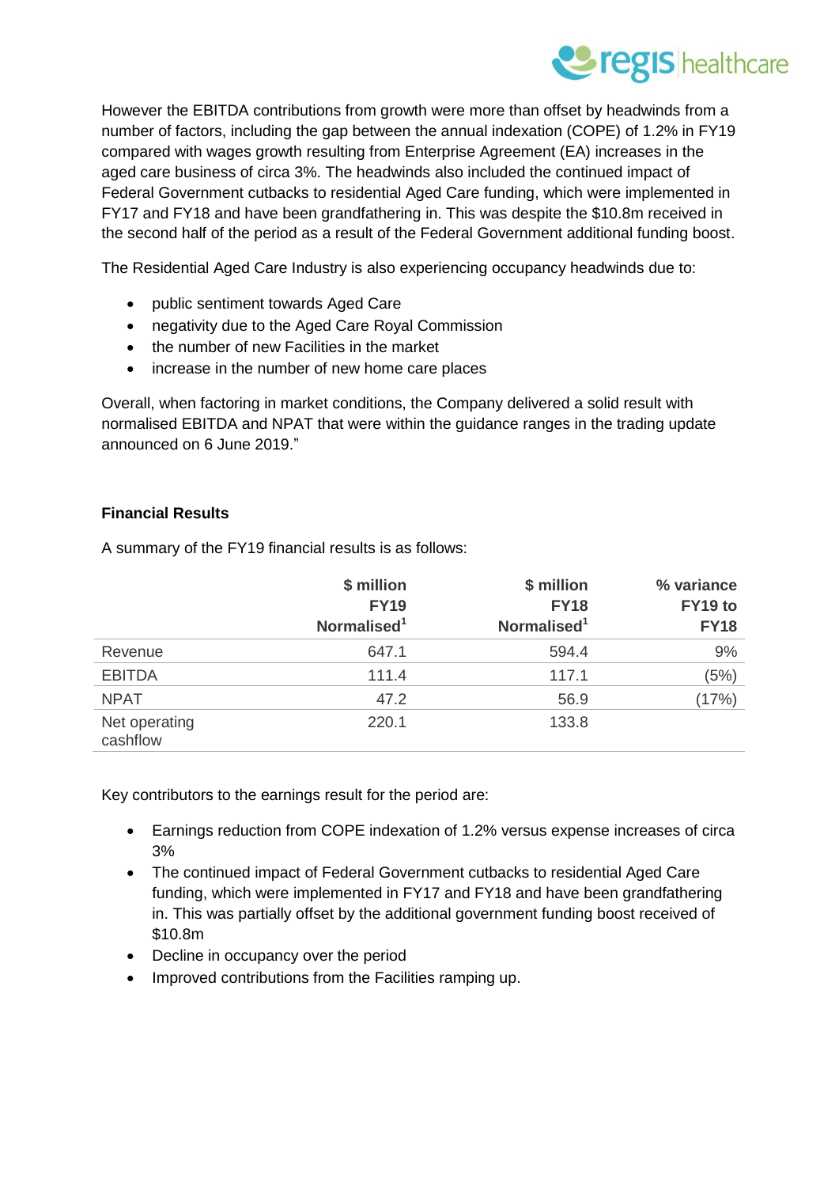However the EBITDA contributions from growth were more than offset by headwinds from a number of factors, including the gap between the annual indexation (COPE) of 1.2% in FY19 compared with wages growth resulting from Enterprise Agreement (EA) increases in the aged care business of circa 3%. The headwinds also included the continued impact of Federal Government cutbacks to residential Aged Care funding, which were implemented in FY17 and FY18 and have been grandfathering in. This was despite the $10.8m received in the second half of the period as a result of the Federal Government additional funding boost.

The Residential Aged Care Industry is also experiencing occupancy headwinds due to:

- public sentiment towards Aged Care
- negativity due to the Aged Care Royal Commission
- the number of new Facilities in the market
- increase in the number of new home care places

Overall, when factoring in market conditions, the Company delivered a solid result with normalised EBITDA and NPAT that were within the guidance ranges in the trading update announced on 6 June 2019."

**Financial Results**

A summary of the FY19 financial results is as follows:

| | **$ million FY19 Normalised[1]** | **$ million FY18 Normalised[1]** | **% variance FY19 to FY18** |
|---|---|---|---|
| Revenue | 647.1 | 594.4 | 9% |
| EBITDA | 111.4 | 117.1 | (5%) |
| NPAT | 47.2 | 56.9 | (17%) |
| Net operating cashflow | 220.1 | 133.8 | |

Key contributors to the earnings result for the period are:

- Earnings reduction from COPE indexation of 1.2% versus expense increases of circa 3%
- The continued impact of Federal Government cutbacks to residential Aged Care funding, which were implemented in FY17 and FY18 and have been grandfathering in. This was partially offset by the additional government funding boost received of $10.8m
- Decline in occupancy over the period
- Improved contributions from the Facilities ramping up.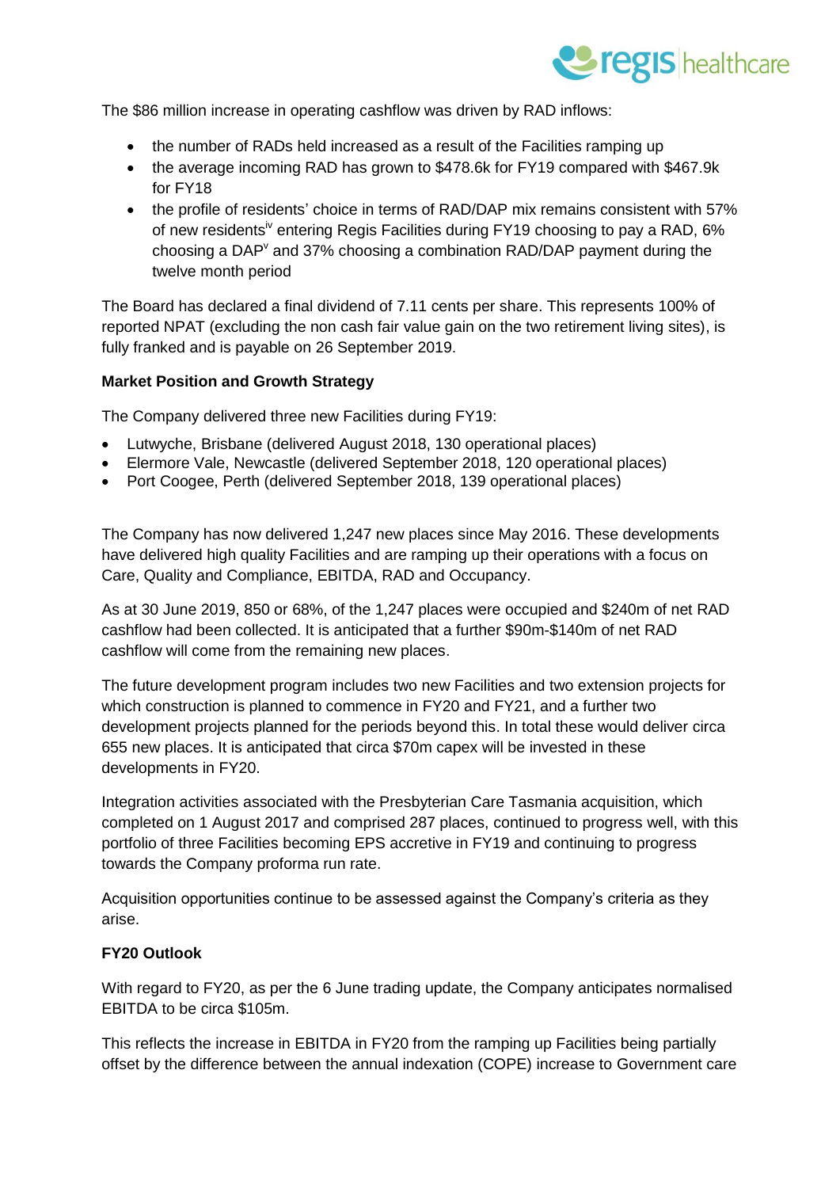The $86 million increase in operating cashflow was driven by RAD inflows:

- the number of RADs held increased as a result of the Facilities ramping up
- the average incoming RAD has grown to $478.6k for FY19 compared with $467.9k for FY18
- the profile of residents' choice in terms of RAD/DAP mix remains consistent with 57% of new residents[iv] entering Regis Facilities during FY19 choosing to pay a RAD, 6% choosing a DAP[v] and 37% choosing a combination RAD/DAP payment during the twelve month period

The Board has declared a final dividend of 7.11 cents per share. This represents 100% of reported NPAT (excluding the non cash fair value gain on the two retirement living sites), is fully franked and is payable on 26 September 2019.

**Market Position and Growth Strategy**

The Company delivered three new Facilities during FY19:

- Lutwyche, Brisbane (delivered August 2018, 130 operational places)
- Elermore Vale, Newcastle (delivered September 2018, 120 operational places)
- Port Coogee, Perth (delivered September 2018, 139 operational places)

The Company has now delivered 1,247 new places since May 2016. These developments have delivered high quality Facilities and are ramping up their operations with a focus on Care, Quality and Compliance, EBITDA, RAD and Occupancy.

As at 30 June 2019, 850 or 68%, of the 1,247 places were occupied and $240m of net RAD cashflow had been collected. It is anticipated that a further $90m-$140m of net RAD cashflow will come from the remaining new places.

The future development program includes two new Facilities and two extension projects for which construction is planned to commence in FY20 and FY21, and a further two development projects planned for the periods beyond this. In total these would deliver circa 655 new places. It is anticipated that circa $70m capex will be invested in these developments in FY20.

Integration activities associated with the Presbyterian Care Tasmania acquisition, which completed on 1 August 2017 and comprised 287 places, continued to progress well, with this portfolio of three Facilities becoming EPS accretive in FY19 and continuing to progress towards the Company proforma run rate.

Acquisition opportunities continue to be assessed against the Company's criteria as they arise.

**FY20 Outlook**

With regard to FY20, as per the 6 June trading update, the Company anticipates normalised EBITDA to be circa $105m.

This reflects the increase in EBITDA in FY20 from the ramping up Facilities being partially offset by the difference between the annual indexation (COPE) increase to Government care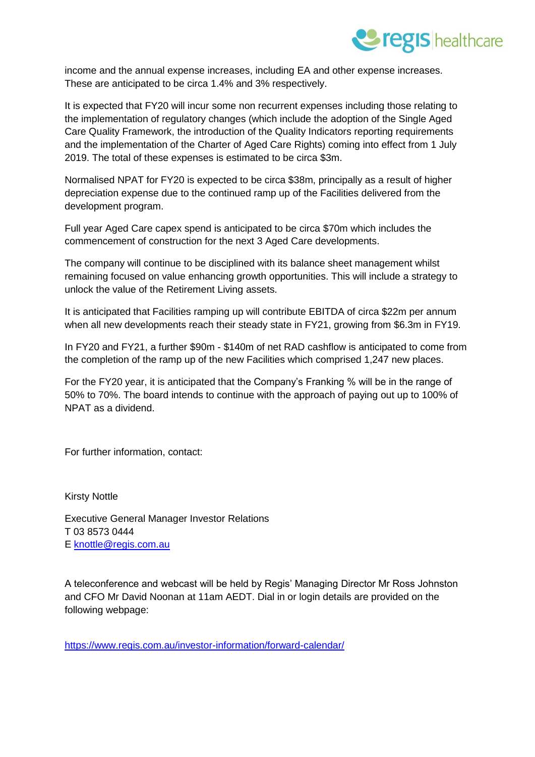income and the annual expense increases, including EA and other expense increases. These are anticipated to be circa 1.4% and 3% respectively.

It is expected that FY20 will incur some non recurrent expenses including those relating to the implementation of regulatory changes (which include the adoption of the Single Aged Care Quality Framework, the introduction of the Quality Indicators reporting requirements and the implementation of the Charter of Aged Care Rights) coming into effect from 1 July 2019. The total of these expenses is estimated to be circa $3m.

Normalised NPAT for FY20 is expected to be circa $38m, principally as a result of higher depreciation expense due to the continued ramp up of the Facilities delivered from the development program.

Full year Aged Care capex spend is anticipated to be circa $70m which includes the commencement of construction for the next 3 Aged Care developments.

The company will continue to be disciplined with its balance sheet management whilst remaining focused on value enhancing growth opportunities. This will include a strategy to unlock the value of the Retirement Living assets.

It is anticipated that Facilities ramping up will contribute EBITDA of circa $22m per annum when all new developments reach their steady state in FY21, growing from $6.3m in FY19.

In FY20 and FY21, a further $90m - $140m of net RAD cashflow is anticipated to come from the completion of the ramp up of the new Facilities which comprised 1,247 new places.

For the FY20 year, it is anticipated that the Company's Franking % will be in the range of 50% to 70%. The board intends to continue with the approach of paying out up to 100% of NPAT as a dividend.

For further information, contact:

Kirsty Nottle

Executive General Manager Investor Relations
T 03 8573 0444
E knottle@regis.com.au

A teleconference and webcast will be held by Regis' Managing Director Mr Ross Johnston and CFO Mr David Noonan at 11am AEDT. Dial in or login details are provided on the following webpage:

https://www.regis.com.au/investor-information/forward-calendar/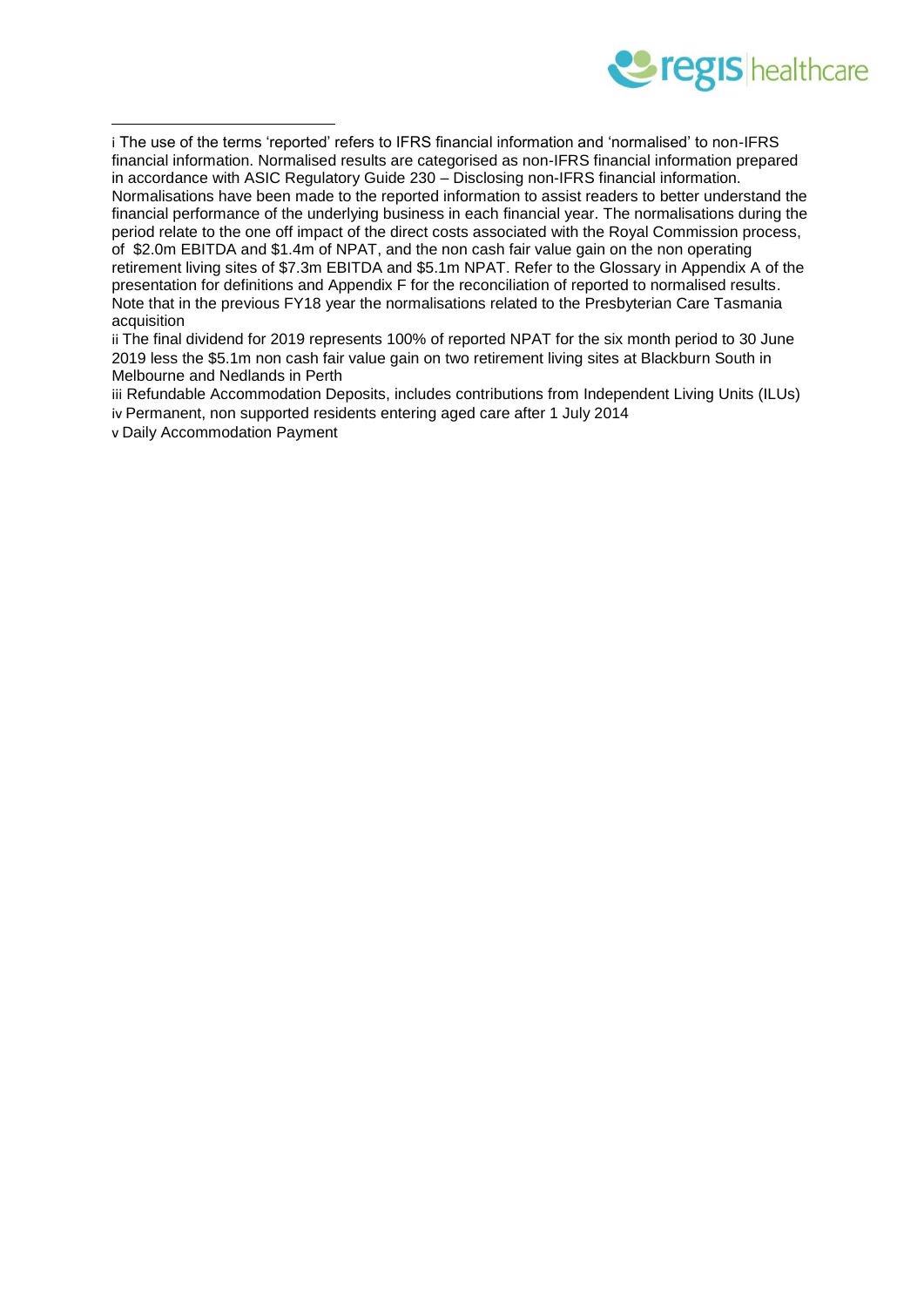i The use of the terms 'reported' refers to IFRS financial information and 'normalised' to non-IFRS financial information. Normalised results are categorised as non-IFRS financial information prepared in accordance with ASIC Regulatory Guide 230 – Disclosing non-IFRS financial information. Normalisations have been made to the reported information to assist readers to better understand the financial performance of the underlying business in each financial year. The normalisations during the period relate to the one off impact of the direct costs associated with the Royal Commission process, of $2.0m EBITDA and $1.4m of NPAT, and the non cash fair value gain on the non operating retirement living sites of $7.3m EBITDA and $5.1m NPAT. Refer to the Glossary in Appendix A of the presentation for definitions and Appendix F for the reconciliation of reported to normalised results. Note that in the previous FY18 year the normalisations related to the Presbyterian Care Tasmania acquisition

ii The final dividend for 2019 represents 100% of reported NPAT for the six month period to 30 June 2019 less the $5.1m non cash fair value gain on two retirement living sites at Blackburn South in Melbourne and Nedlands in Perth

iii Refundable Accommodation Deposits, includes contributions from Independent Living Units (ILUs)

iv Permanent, non supported residents entering aged care after 1 July 2014

v Daily Accommodation Payment